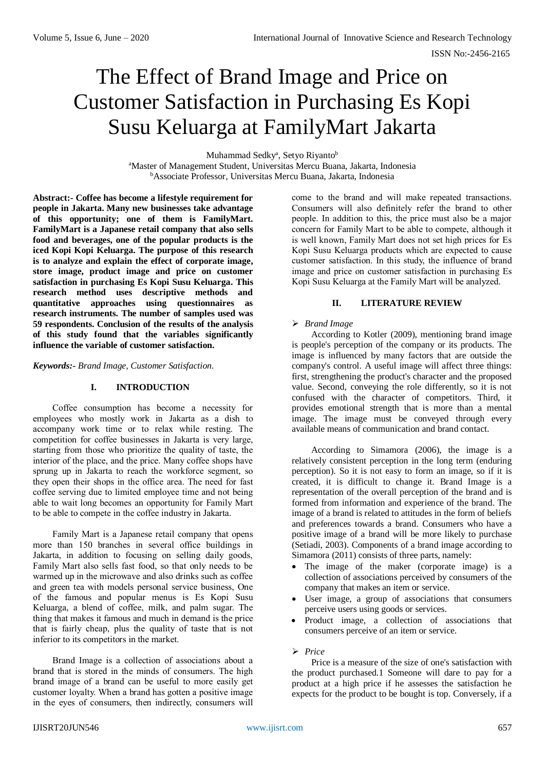# The Effect of Brand Image and Price on Customer Satisfaction in Purchasing Es Kopi Susu Keluarga at FamilyMart Jakarta

Muhammad Sedky[a], Setyo Riyanto[b]

[a]Master of Management Student, Universitas Mercu Buana, Jakarta, Indonesia
[b]Associate Professor, Universitas Mercu Buana, Jakarta, Indonesia

**Abstract:- Coffee has become a lifestyle requirement for people in Jakarta. Many new businesses take advantage of this opportunity; one of them is FamilyMart. FamilyMart is a Japanese retail company that also sells food and beverages, one of the popular products is the iced Kopi Kopi Keluarga. The purpose of this research is to analyze and explain the effect of corporate image, store image, product image and price on customer satisfaction in purchasing Es Kopi Susu Keluarga. This research method uses descriptive methods and quantitative approaches using questionnaires as research instruments. The number of samples used was 59 respondents. Conclusion of the results of the analysis of this study found that the variables significantly influence the variable of customer satisfaction.**

***Keywords:-*** *Brand Image, Customer Satisfaction.*

## I. INTRODUCTION

Coffee consumption has become a necessity for employees who mostly work in Jakarta as a dish to accompany work time or to relax while resting. The competition for coffee businesses in Jakarta is very large, starting from those who prioritize the quality of taste, the interior of the place, and the price. Many coffee shops have sprung up in Jakarta to reach the workforce segment, so they open their shops in the office area. The need for fast coffee serving due to limited employee time and not being able to wait long becomes an opportunity for Family Mart to be able to compete in the coffee industry in Jakarta.

Family Mart is a Japanese retail company that opens more than 150 branches in several office buildings in Jakarta, in addition to focusing on selling daily goods, Family Mart also sells fast food, so that only needs to be warmed up in the microwave and also drinks such as coffee and green tea with models personal service business, One of the famous and popular menus is Es Kopi Susu Keluarga, a blend of coffee, milk, and palm sugar. The thing that makes it famous and much in demand is the price that is fairly cheap, plus the quality of taste that is not inferior to its competitors in the market.

Brand Image is a collection of associations about a brand that is stored in the minds of consumers. The high brand image of a brand can be useful to more easily get customer loyalty. When a brand has gotten a positive image in the eyes of consumers, then indirectly, consumers will come to the brand and will make repeated transactions. Consumers will also definitely refer the brand to other people. In addition to this, the price must also be a major concern for Family Mart to be able to compete, although it is well known, Family Mart does not set high prices for Es Kopi Susu Keluarga products which are expected to cause customer satisfaction. In this study, the influence of brand image and price on customer satisfaction in purchasing Es Kopi Susu Keluarga at the Family Mart will be analyzed.

## II. LITERATURE REVIEW

➢ *Brand Image*

According to Kotler (2009), mentioning brand image is people's perception of the company or its products. The image is influenced by many factors that are outside the company's control. A useful image will affect three things: first, strengthening the product's character and the proposed value. Second, conveying the role differently, so it is not confused with the character of competitors. Third, it provides emotional strength that is more than a mental image. The image must be conveyed through every available means of communication and brand contact.

According to Simamora (2006), the image is a relatively consistent perception in the long term (enduring perception). So it is not easy to form an image, so if it is created, it is difficult to change it. Brand Image is a representation of the overall perception of the brand and is formed from information and experience of the brand. The image of a brand is related to attitudes in the form of beliefs and preferences towards a brand. Consumers who have a positive image of a brand will be more likely to purchase (Setiadi, 2003). Components of a brand image according to Simamora (2011) consists of three parts, namely:

- The image of the maker (corporate image) is a collection of associations perceived by consumers of the company that makes an item or service.
- User image, a group of associations that consumers perceive users using goods or services.
- Product image, a collection of associations that consumers perceive of an item or service.

➢ *Price*

Price is a measure of the size of one's satisfaction with the product purchased.1 Someone will dare to pay for a product at a high price if he assesses the satisfaction he expects for the product to be bought is top. Conversely, if a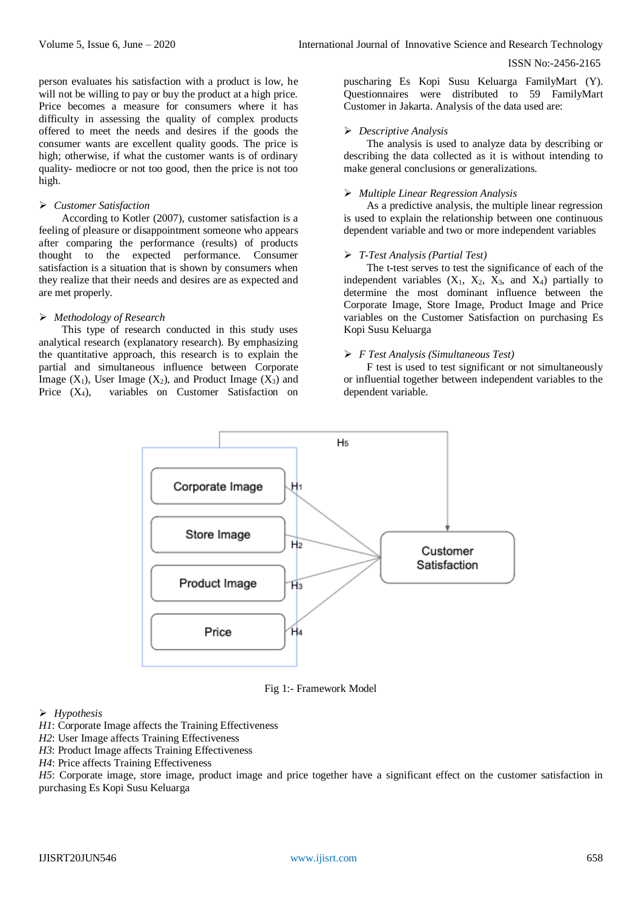person evaluates his satisfaction with a product is low, he will not be willing to pay or buy the product at a high price. Price becomes a measure for consumers where it has difficulty in assessing the quality of complex products offered to meet the needs and desires if the goods the consumer wants are excellent quality goods. The price is high; otherwise, if what the customer wants is of ordinary quality- mediocre or not too good, then the price is not too high.

➢ *Customer Satisfaction*

According to Kotler (2007), customer satisfaction is a feeling of pleasure or disappointment someone who appears after comparing the performance (results) of products thought to the expected performance. Consumer satisfaction is a situation that is shown by consumers when they realize that their needs and desires are as expected and are met properly.

➢ *Methodology of Research*

This type of research conducted in this study uses analytical research (explanatory research). By emphasizing the quantitative approach, this research is to explain the partial and simultaneous influence between Corporate Image ($X_1$), User Image ($X_2$), and Product Image ($X_3$) and Price ($X_4$), variables on Customer Satisfaction on puscharing Es Kopi Susu Keluarga FamilyMart (Y). Questionnaires were distributed to 59 FamilyMart Customer in Jakarta. Analysis of the data used are:

➢ *Descriptive Analysis*

The analysis is used to analyze data by describing or describing the data collected as it is without intending to make general conclusions or generalizations.

➢ *Multiple Linear Regression Analysis*

As a predictive analysis, the multiple linear regression is used to explain the relationship between one continuous dependent variable and two or more independent variables

➢ *T-Test Analysis (Partial Test)*

The t-test serves to test the significance of each of the independent variables ($X_1$, $X_2$, $X_3$, and $X_4$) partially to determine the most dominant influence between the Corporate Image, Store Image, Product Image and Price variables on the Customer Satisfaction on purchasing Es Kopi Susu Keluarga

➢ *F Test Analysis (Simultaneous Test)*

F test is used to test significant or not simultaneously or influential together between independent variables to the dependent variable.

Fig 1:- Framework Model

➢ *Hypothesis*

*H1*: Corporate Image affects the Training Effectiveness
*H2*: User Image affects Training Effectiveness
*H3*: Product Image affects Training Effectiveness
*H4*: Price affects Training Effectiveness
*H5*: Corporate image, store image, product image and price together have a significant effect on the customer satisfaction in purchasing Es Kopi Susu Keluarga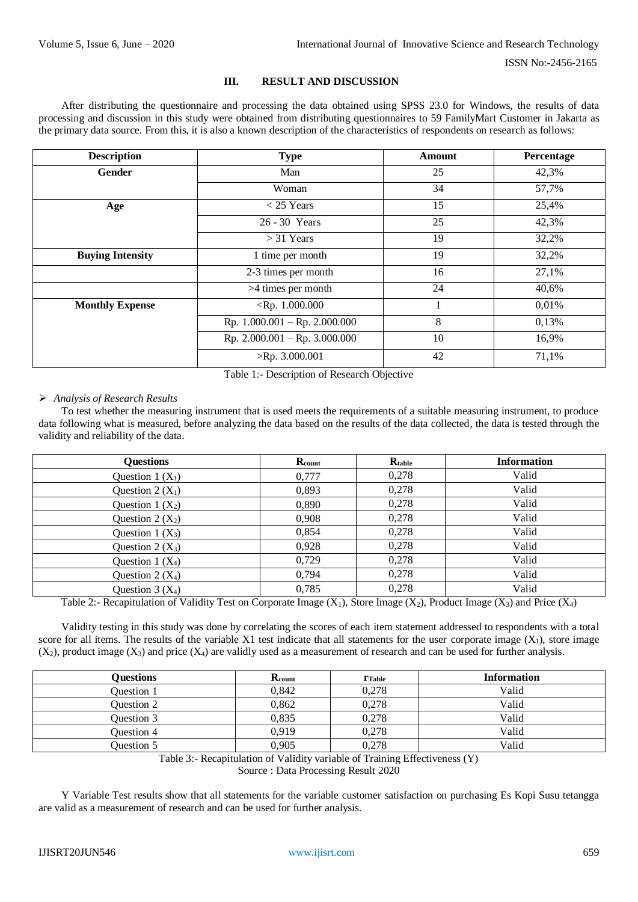## III. RESULT AND DISCUSSION

After distributing the questionnaire and processing the data obtained using SPSS 23.0 for Windows, the results of data processing and discussion in this study were obtained from distributing questionnaires to 59 FamilyMart Customer in Jakarta as the primary data source. From this, it is also a known description of the characteristics of respondents on research as follows:

| Description | Type | Amount | Percentage |
|---|---|---|---|
| **Gender** | Man | 25 | 42,3% |
| | Woman | 34 | 57,7% |
| **Age** | < 25 Years | 15 | 25,4% |
| | 26 - 30 Years | 25 | 42,3% |
| | > 31 Years | 19 | 32,2% |
| **Buying Intensity** | 1 time per month | 19 | 32,2% |
| | 2-3 times per month | 16 | 27,1% |
| | >4 times per month | 24 | 40,6% |
| **Monthly Expense** | <Rp. 1.000.000 | 1 | 0,01% |
| | Rp. 1.000.001 – Rp. 2.000.000 | 8 | 0,13% |
| | Rp. 2.000.001 – Rp. 3.000.000 | 10 | 16,9% |
| | >Rp. 3.000.001 | 42 | 71,1% |

Table 1:- Description of Research Objective

- *Analysis of Research Results*

To test whether the measuring instrument that is used meets the requirements of a suitable measuring instrument, to produce data following what is measured, before analyzing the data based on the results of the data collected, the data is tested through the validity and reliability of the data.

| Questions | $R_{count}$ | $R_{table}$ | Information |
|---|---|---|---|
| Question 1 ($X_1$) | 0,777 | 0,278 | Valid |
| Question 2 ($X_1$) | 0,893 | 0,278 | Valid |
| Question 1 ($X_2$) | 0,890 | 0,278 | Valid |
| Question 2 ($X_2$) | 0,908 | 0,278 | Valid |
| Question 1 ($X_3$) | 0,854 | 0,278 | Valid |
| Question 2 ($X_3$) | 0,928 | 0,278 | Valid |
| Question 1 ($X_4$) | 0,729 | 0,278 | Valid |
| Question 2 ($X_4$) | 0,794 | 0,278 | Valid |
| Question 3 ($X_4$) | 0,785 | 0,278 | Valid |

Table 2:- Recapitulation of Validity Test on Corporate Image ($X_1$), Store Image ($X_2$), Product Image ($X_3$) and Price ($X_4$)

Validity testing in this study was done by correlating the scores of each item statement addressed to respondents with a total score for all items. The results of the variable X1 test indicate that all statements for the user corporate image ($X_1$), store image ($X_2$), product image ($X_3$) and price ($X_4$) are validly used as a measurement of research and can be used for further analysis.

| Questions | $R_{count}$ | $r_{Table}$ | Information |
|---|---|---|---|
| Question 1 | 0,842 | 0,278 | Valid |
| Question 2 | 0,862 | 0,278 | Valid |
| Question 3 | 0,835 | 0,278 | Valid |
| Question 4 | 0,919 | 0,278 | Valid |
| Question 5 | 0,905 | 0,278 | Valid |

Table 3:- Recapitulation of Validity variable of Training Effectiveness (Y)
Source : Data Processing Result 2020

Y Variable Test results show that all statements for the variable customer satisfaction on purchasing Es Kopi Susu tetangga are valid as a measurement of research and can be used for further analysis.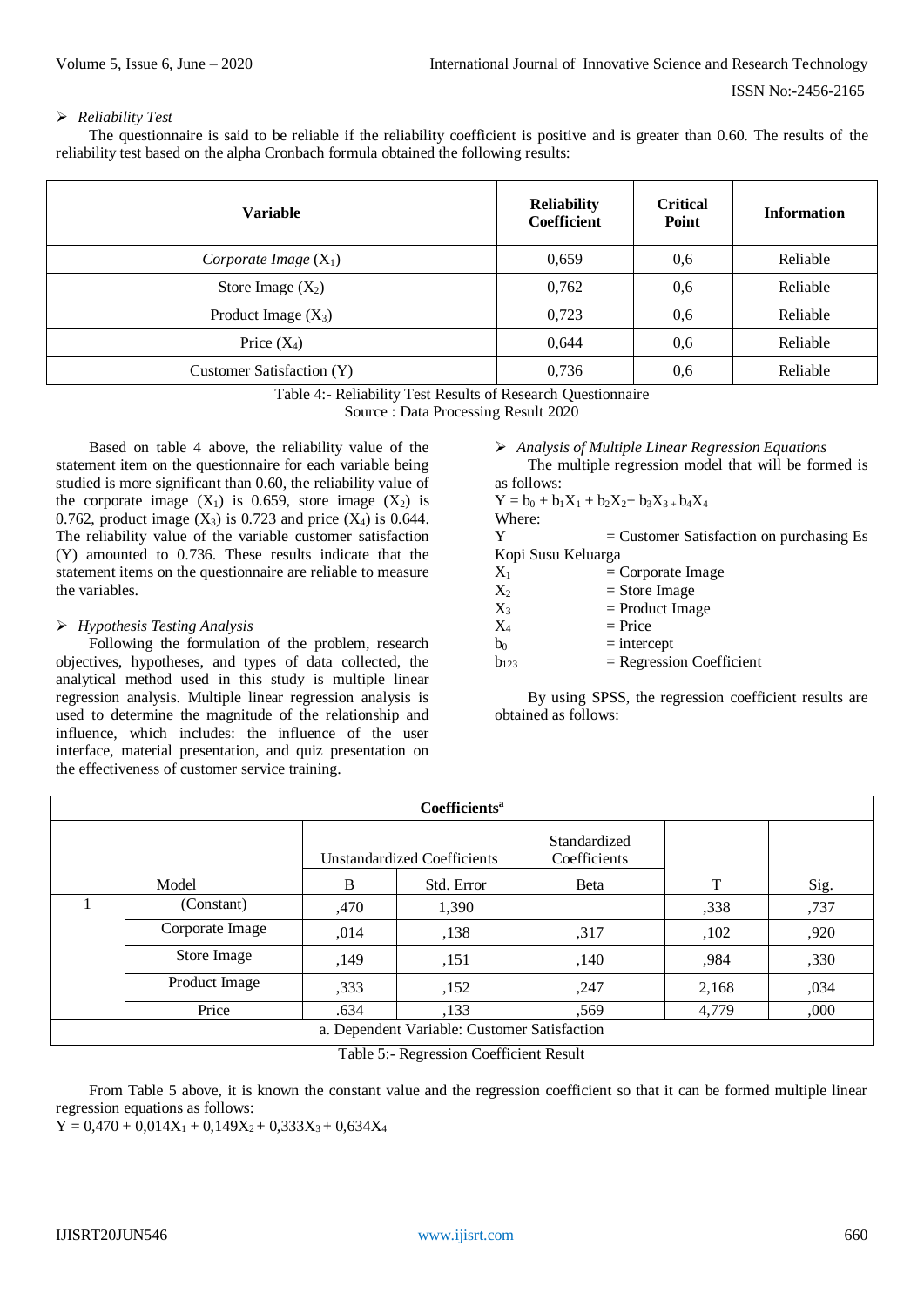- *Reliability Test*

The questionnaire is said to be reliable if the reliability coefficient is positive and is greater than 0.60. The results of the reliability test based on the alpha Cronbach formula obtained the following results:

| Variable | Reliability Coefficient | Critical Point | Information |
|---|---|---|---|
| *Corporate Image* ($X_1$) | 0,659 | 0,6 | Reliable |
| Store Image ($X_2$) | 0,762 | 0,6 | Reliable |
| Product Image ($X_3$) | 0,723 | 0,6 | Reliable |
| Price ($X_4$) | 0,644 | 0,6 | Reliable |
| Customer Satisfaction (Y) | 0,736 | 0,6 | Reliable |

Table 4:- Reliability Test Results of Research Questionnaire
Source : Data Processing Result 2020

Based on table 4 above, the reliability value of the statement item on the questionnaire for each variable being studied is more significant than 0.60, the reliability value of the corporate image ($X_1$) is 0.659, store image ($X_2$) is 0.762, product image ($X_3$) is 0.723 and price ($X_4$) is 0.644. The reliability value of the variable customer satisfaction (Y) amounted to 0.736. These results indicate that the statement items on the questionnaire are reliable to measure the variables.

- *Hypothesis Testing Analysis*

Following the formulation of the problem, research objectives, hypotheses, and types of data collected, the analytical method used in this study is multiple linear regression analysis. Multiple linear regression analysis is used to determine the magnitude of the relationship and influence, which includes: the influence of the user interface, material presentation, and quiz presentation on the effectiveness of customer service training.

- *Analysis of Multiple Linear Regression Equations*

The multiple regression model that will be formed is as follows:

$Y = b_0 + b_1X_1 + b_2X_2 + b_3X_3 + b_4X_4$

Where:

Y = Customer Satisfaction on purchasing Es Kopi Susu Keluarga
$X_1$ = Corporate Image
$X_2$ = Store Image
$X_3$ = Product Image
$X_4$ = Price
$b_0$ = intercept
$b_{123}$ = Regression Coefficient

By using SPSS, the regression coefficient results are obtained as follows:

| Coefficients[a] | | | | | | |
|---|---|---|---|---|---|---|
| Model | | Unstandardized Coefficients | | Standardized Coefficients | T | Sig. |
| | | B | Std. Error | Beta | | |
| 1 | (Constant) | ,470 | 1,390 | | ,338 | ,737 |
| | Corporate Image | ,014 | ,138 | ,317 | ,102 | ,920 |
| | Store Image | ,149 | ,151 | ,140 | ,984 | ,330 |
| | Product Image | ,333 | ,152 | ,247 | 2,168 | ,034 |
| | Price | .634 | ,133 | ,569 | 4,779 | ,000 |
| a. Dependent Variable: Customer Satisfaction | | | | | | |

Table 5:- Regression Coefficient Result

From Table 5 above, it is known the constant value and the regression coefficient so that it can be formed multiple linear regression equations as follows:

$Y = 0{,}470 + 0{,}014X_1 + 0{,}149X_2 + 0{,}333X_3 + 0{,}634X_4$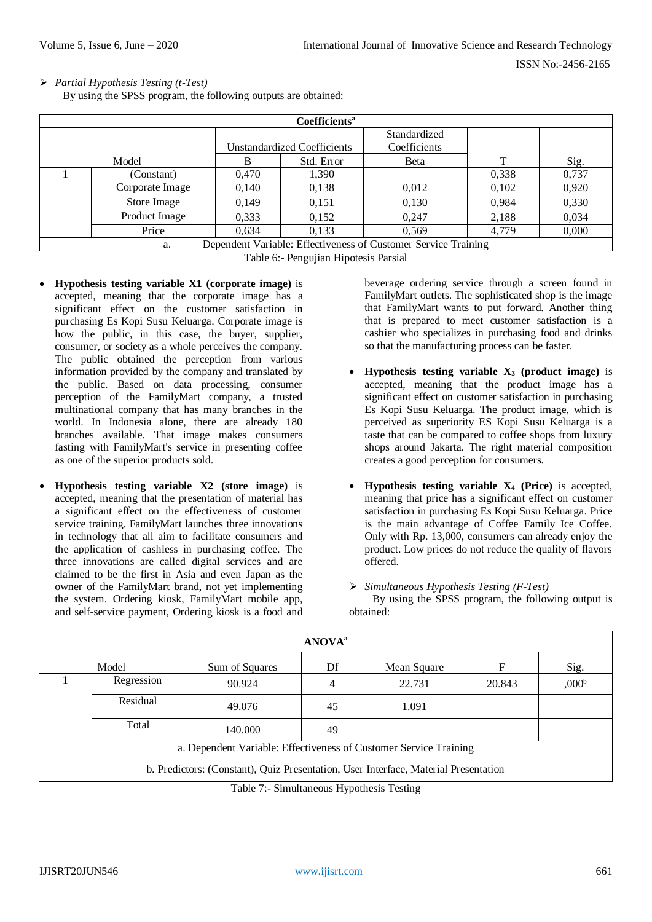- *Partial Hypothesis Testing (t-Test)*

By using the SPSS program, the following outputs are obtained:

| Coefficients[a] | | | | | | |
|---|---|---|---|---|---|---|
| Model | | Unstandardized Coefficients | | Standardized Coefficients | T | Sig. |
| | | B | Std. Error | Beta | | |
| 1 | (Constant) | 0,470 | 1,390 | | 0,338 | 0,737 |
| | Corporate Image | 0,140 | 0,138 | 0,012 | 0,102 | 0,920 |
| | Store Image | 0,149 | 0,151 | 0,130 | 0,984 | 0,330 |
| | Product Image | 0,333 | 0,152 | 0,247 | 2,188 | 0,034 |
| | Price | 0,634 | 0,133 | 0,569 | 4,779 | 0,000 |
| a. Dependent Variable: Effectiveness of Customer Service Training | | | | | | |

Table 6:- Pengujian Hipotesis Parsial

- **Hypothesis testing variable X1 (corporate image)** is accepted, meaning that the corporate image has a significant effect on the customer satisfaction in purchasing Es Kopi Susu Keluarga. Corporate image is how the public, in this case, the buyer, supplier, consumer, or society as a whole perceives the company. The public obtained the perception from various information provided by the company and translated by the public. Based on data processing, consumer perception of the FamilyMart company, a trusted multinational company that has many branches in the world. In Indonesia alone, there are already 180 branches available. That image makes consumers fasting with FamilyMart's service in presenting coffee as one of the superior products sold.
- **Hypothesis testing variable X2 (store image)** is accepted, meaning that the presentation of material has a significant effect on the effectiveness of customer service training. FamilyMart launches three innovations in technology that all aim to facilitate consumers and the application of cashless in purchasing coffee. The three innovations are called digital services and are claimed to be the first in Asia and even Japan as the owner of the FamilyMart brand, not yet implementing the system. Ordering kiosk, FamilyMart mobile app, and self-service payment, Ordering kiosk is a food and beverage ordering service through a screen found in FamilyMart outlets. The sophisticated shop is the image that FamilyMart wants to put forward. Another thing that is prepared to meet customer satisfaction is a cashier who specializes in purchasing food and drinks so that the manufacturing process can be faster.
- **Hypothesis testing variable $X_3$ (product image)** is accepted, meaning that the product image has a significant effect on customer satisfaction in purchasing Es Kopi Susu Keluarga. The product image, which is perceived as superiority ES Kopi Susu Keluarga is a taste that can be compared to coffee shops from luxury shops around Jakarta. The right material composition creates a good perception for consumers.
- **Hypothesis testing variable $X_4$ (Price)** is accepted, meaning that price has a significant effect on customer satisfaction in purchasing Es Kopi Susu Keluarga. Price is the main advantage of Coffee Family Ice Coffee. Only with Rp. 13,000, consumers can already enjoy the product. Low prices do not reduce the quality of flavors offered.

- *Simultaneous Hypothesis Testing (F-Test)*

By using the SPSS program, the following output is obtained:

| ANOVA[a] | | | | | | |
|---|---|---|---|---|---|---|
| Model | | Sum of Squares | Df | Mean Square | F | Sig. |
| 1 | Regression | 90.924 | 4 | 22.731 | 20.843 | ,000[b] |
| | Residual | 49.076 | 45 | 1.091 | | |
| | Total | 140.000 | 49 | | | |
| a. Dependent Variable: Effectiveness of Customer Service Training | | | | | | |
| b. Predictors: (Constant), Quiz Presentation, User Interface, Material Presentation | | | | | | |

Table 7:- Simultaneous Hypothesis Testing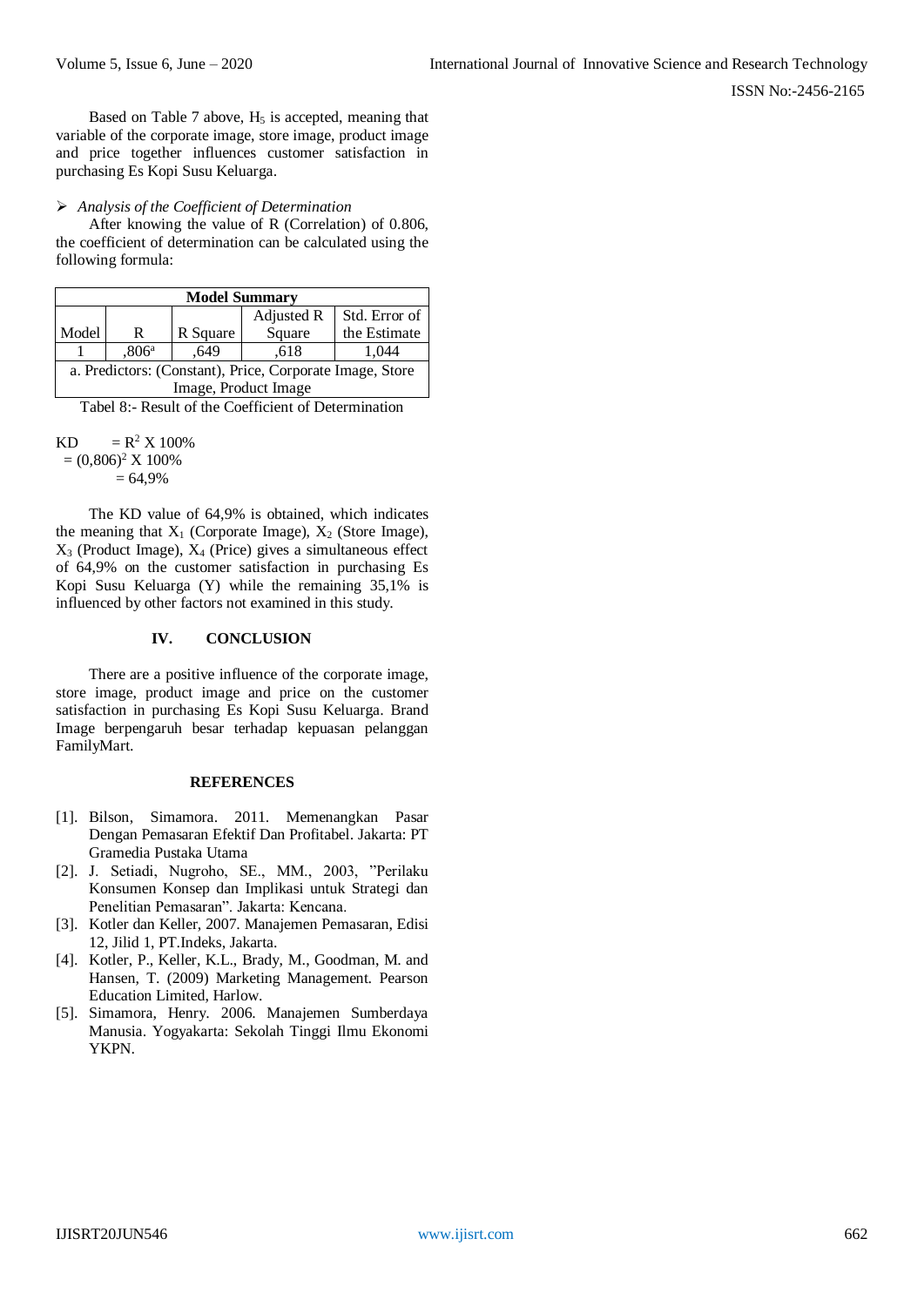Based on Table 7 above, $H_5$ is accepted, meaning that variable of the corporate image, store image, product image and price together influences customer satisfaction in purchasing Es Kopi Susu Keluarga.

➢ *Analysis of the Coefficient of Determination*

After knowing the value of R (Correlation) of 0.806, the coefficient of determination can be calculated using the following formula:

| Model Summary | | | | |
|---|---|---|---|---|
| Model | R | R Square | Adjusted R Square | Std. Error of the Estimate |
| 1 | ,806[a] | ,649 | ,618 | 1,044 |
| a. Predictors: (Constant), Price, Corporate Image, Store Image, Product Image | | | | |

Tabel 8:- Result of the Coefficient of Determination

$$KD = R^2 \text{ X } 100\%$$
$$= (0,806)^2 \text{ X } 100\%$$
$$= 64,9\%$$

The KD value of 64,9% is obtained, which indicates the meaning that $X_1$ (Corporate Image), $X_2$ (Store Image), $X_3$ (Product Image), $X_4$ (Price) gives a simultaneous effect of 64,9% on the customer satisfaction in purchasing Es Kopi Susu Keluarga (Y) while the remaining 35,1% is influenced by other factors not examined in this study.

## IV. CONCLUSION

There are a positive influence of the corporate image, store image, product image and price on the customer satisfaction in purchasing Es Kopi Susu Keluarga. Brand Image berpengaruh besar terhadap kepuasan pelanggan FamilyMart.

## REFERENCES

[1]. Bilson, Simamora. 2011. Memenangkan Pasar Dengan Pemasaran Efektif Dan Profitabel. Jakarta: PT Gramedia Pustaka Utama

[2]. J. Setiadi, Nugroho, SE., MM., 2003, "Perilaku Konsumen Konsep dan Implikasi untuk Strategi dan Penelitian Pemasaran". Jakarta: Kencana.

[3]. Kotler dan Keller, 2007. Manajemen Pemasaran, Edisi 12, Jilid 1, PT.Indeks, Jakarta.

[4]. Kotler, P., Keller, K.L., Brady, M., Goodman, M. and Hansen, T. (2009) Marketing Management. Pearson Education Limited, Harlow.

[5]. Simamora, Henry. 2006. Manajemen Sumberdaya Manusia. Yogyakarta: Sekolah Tinggi Ilmu Ekonomi YKPN.